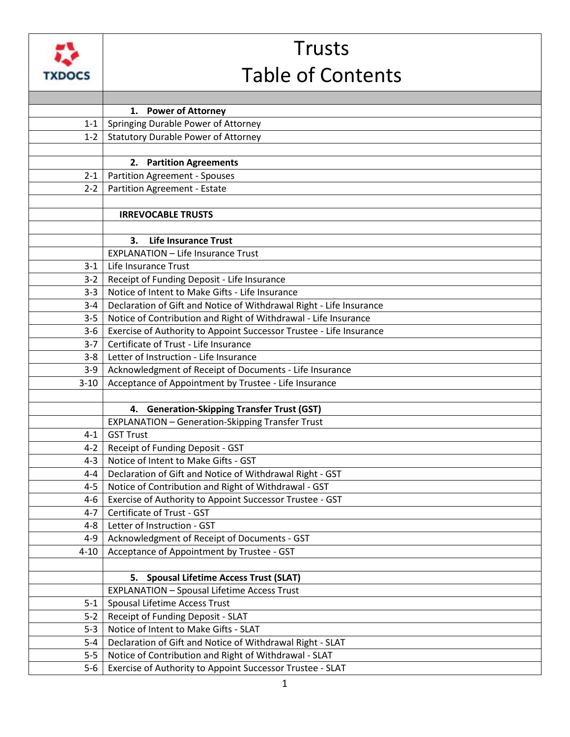# Trusts
# Table of Contents

| | |
|---|---|
| | **1. Power of Attorney** |
| 1-1 | Springing Durable Power of Attorney |
| 1-2 | Statutory Durable Power of Attorney |
| | |
| | **2. Partition Agreements** |
| 2-1 | Partition Agreement - Spouses |
| 2-2 | Partition Agreement - Estate |
| | |
| | **IRREVOCABLE TRUSTS** |
| | |
| | **3. Life Insurance Trust** |
| | EXPLANATION – Life Insurance Trust |
| 3-1 | Life Insurance Trust |
| 3-2 | Receipt of Funding Deposit - Life Insurance |
| 3-3 | Notice of Intent to Make Gifts - Life Insurance |
| 3-4 | Declaration of Gift and Notice of Withdrawal Right - Life Insurance |
| 3-5 | Notice of Contribution and Right of Withdrawal - Life Insurance |
| 3-6 | Exercise of Authority to Appoint Successor Trustee - Life Insurance |
| 3-7 | Certificate of Trust - Life Insurance |
| 3-8 | Letter of Instruction - Life Insurance |
| 3-9 | Acknowledgment of Receipt of Documents - Life Insurance |
| 3-10 | Acceptance of Appointment by Trustee - Life Insurance |
| | |
| | **4. Generation-Skipping Transfer Trust (GST)** |
| | EXPLANATION – Generation-Skipping Transfer Trust |
| 4-1 | GST Trust |
| 4-2 | Receipt of Funding Deposit - GST |
| 4-3 | Notice of Intent to Make Gifts - GST |
| 4-4 | Declaration of Gift and Notice of Withdrawal Right - GST |
| 4-5 | Notice of Contribution and Right of Withdrawal - GST |
| 4-6 | Exercise of Authority to Appoint Successor Trustee - GST |
| 4-7 | Certificate of Trust - GST |
| 4-8 | Letter of Instruction - GST |
| 4-9 | Acknowledgment of Receipt of Documents - GST |
| 4-10 | Acceptance of Appointment by Trustee - GST |
| | |
| | **5. Spousal Lifetime Access Trust (SLAT)** |
| | EXPLANATION – Spousal Lifetime Access Trust |
| 5-1 | Spousal Lifetime Access Trust |
| 5-2 | Receipt of Funding Deposit - SLAT |
| 5-3 | Notice of Intent to Make Gifts - SLAT |
| 5-4 | Declaration of Gift and Notice of Withdrawal Right - SLAT |
| 5-5 | Notice of Contribution and Right of Withdrawal - SLAT |
| 5-6 | Exercise of Authority to Appoint Successor Trustee - SLAT |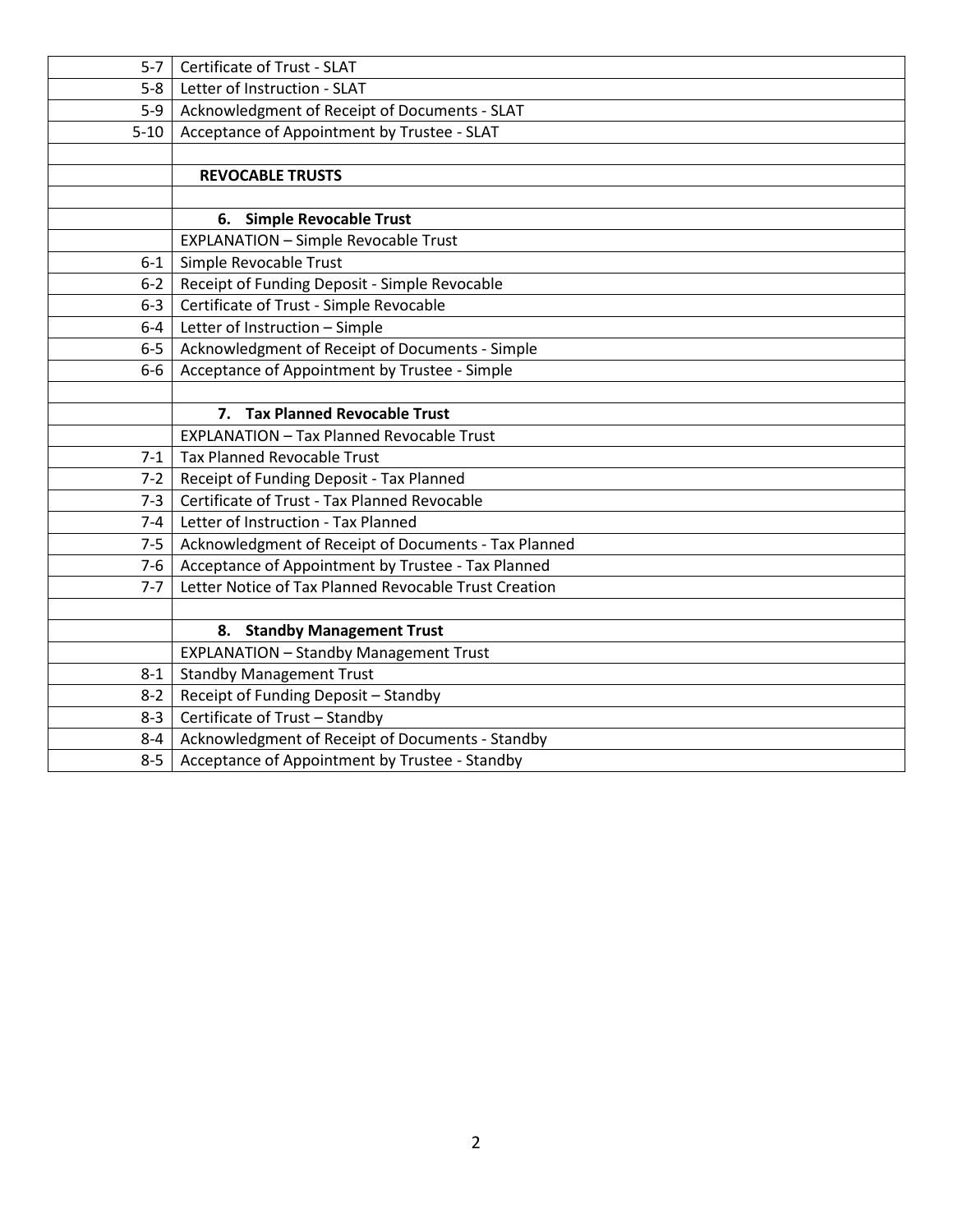| | |
|---|---|
| 5-7 | Certificate of Trust - SLAT |
| 5-8 | Letter of Instruction - SLAT |
| 5-9 | Acknowledgment of Receipt of Documents - SLAT |
| 5-10 | Acceptance of Appointment by Trustee - SLAT |
| | |
| | **REVOCABLE TRUSTS** |
| | |
| | **6. Simple Revocable Trust** |
| | EXPLANATION – Simple Revocable Trust |
| 6-1 | Simple Revocable Trust |
| 6-2 | Receipt of Funding Deposit - Simple Revocable |
| 6-3 | Certificate of Trust - Simple Revocable |
| 6-4 | Letter of Instruction – Simple |
| 6-5 | Acknowledgment of Receipt of Documents - Simple |
| 6-6 | Acceptance of Appointment by Trustee - Simple |
| | |
| | **7. Tax Planned Revocable Trust** |
| | EXPLANATION – Tax Planned Revocable Trust |
| 7-1 | Tax Planned Revocable Trust |
| 7-2 | Receipt of Funding Deposit - Tax Planned |
| 7-3 | Certificate of Trust - Tax Planned Revocable |
| 7-4 | Letter of Instruction - Tax Planned |
| 7-5 | Acknowledgment of Receipt of Documents - Tax Planned |
| 7-6 | Acceptance of Appointment by Trustee - Tax Planned |
| 7-7 | Letter Notice of Tax Planned Revocable Trust Creation |
| | |
| | **8. Standby Management Trust** |
| | EXPLANATION – Standby Management Trust |
| 8-1 | Standby Management Trust |
| 8-2 | Receipt of Funding Deposit – Standby |
| 8-3 | Certificate of Trust – Standby |
| 8-4 | Acknowledgment of Receipt of Documents - Standby |
| 8-5 | Acceptance of Appointment by Trustee - Standby |